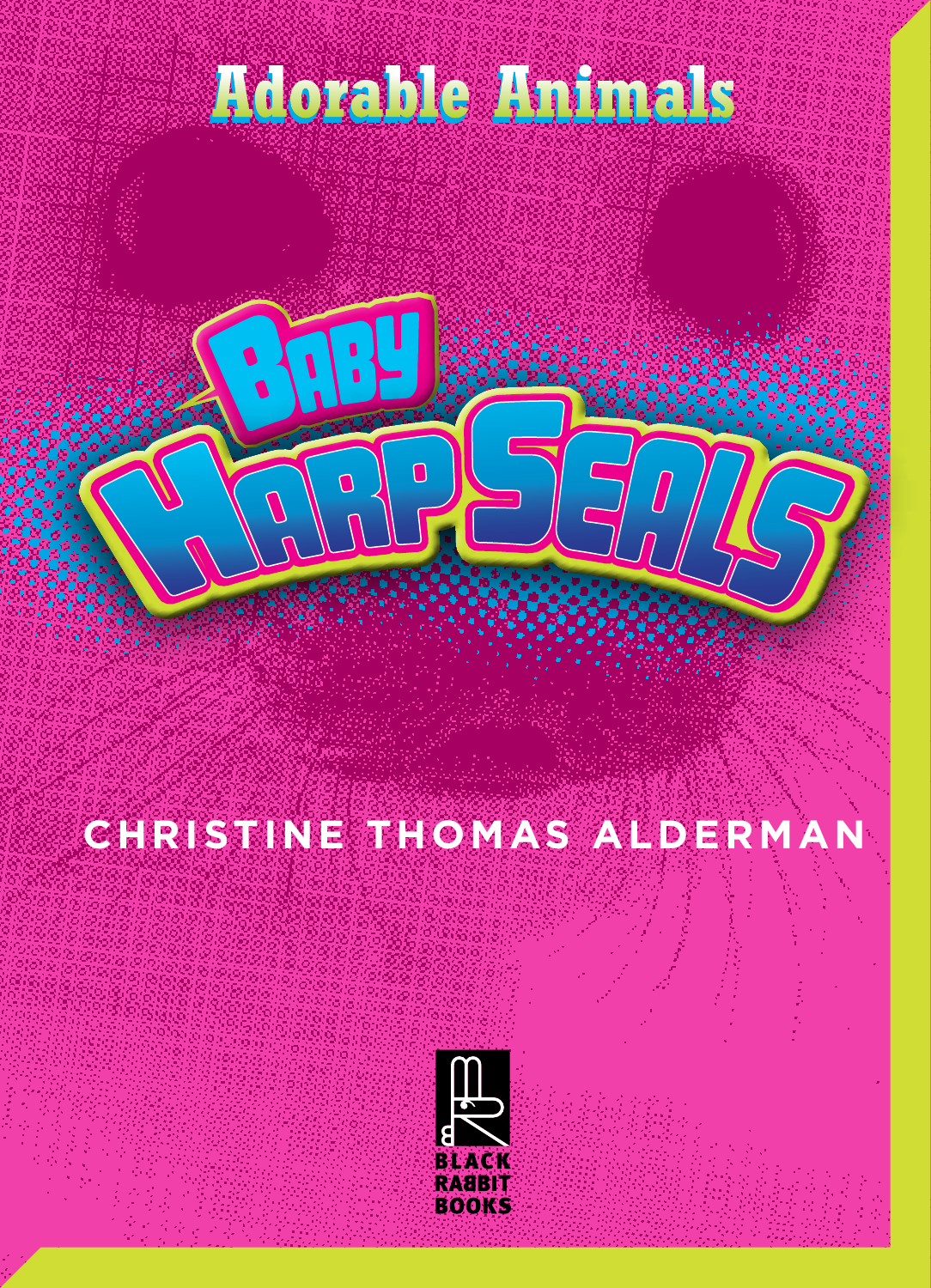Adorable Animals

# Baby Harp Seals

CHRISTINE THOMAS ALDERMAN

BLACK RABBIT BOOKS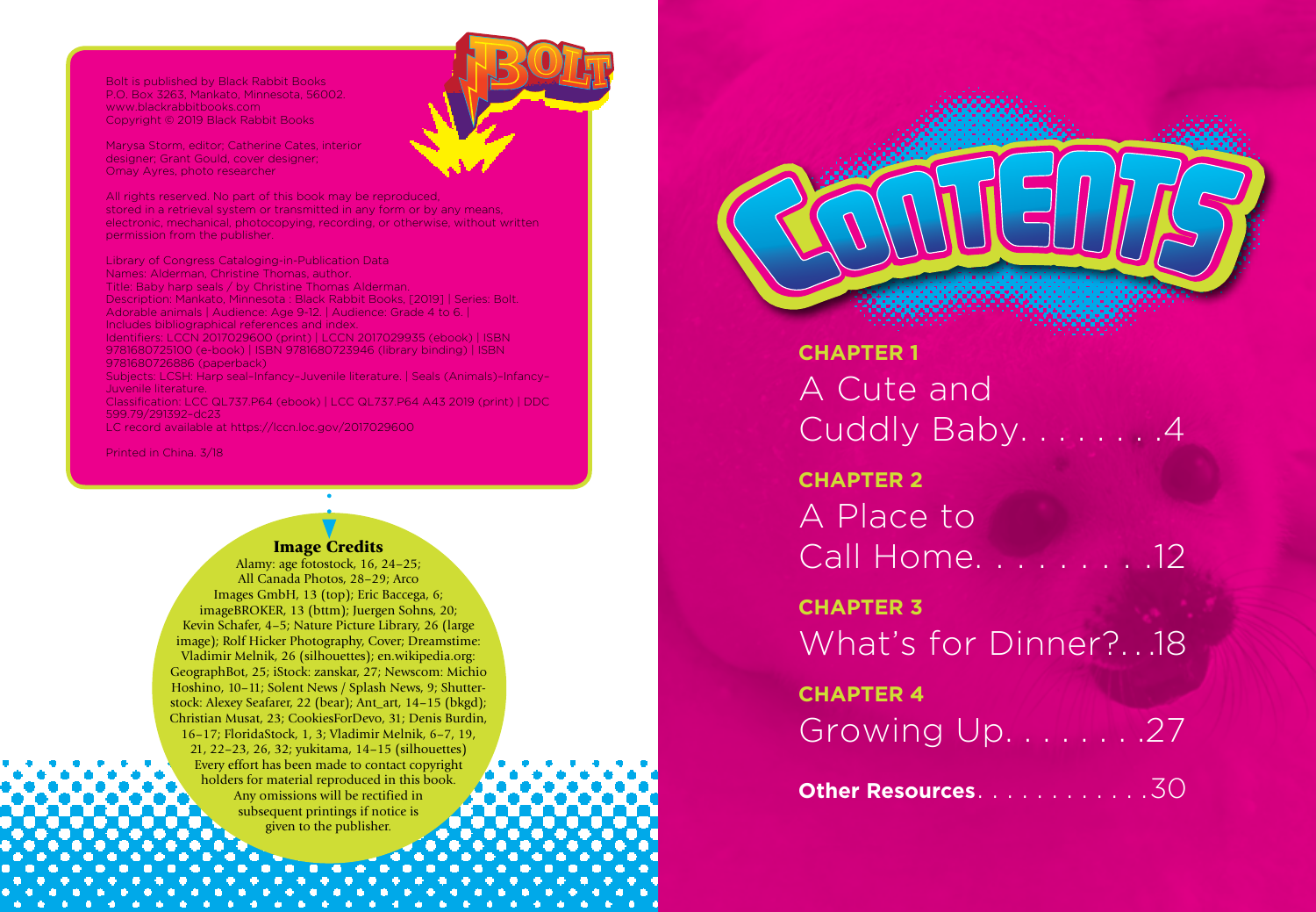Bolt is published by Black Rabbit Books
P.O. Box 3263, Mankato, Minnesota, 56002.
www.blackrabbitbooks.com
Copyright © 2019 Black Rabbit Books

Marysa Storm, editor; Catherine Cates, interior designer; Grant Gould, cover designer; Omay Ayres, photo researcher

All rights reserved. No part of this book may be reproduced, stored in a retrieval system or transmitted in any form or by any means, electronic, mechanical, photocopying, recording, or otherwise, without written permission from the publisher.

Library of Congress Cataloging-in-Publication Data
Names: Alderman, Christine Thomas, author.
Title: Baby harp seals / by Christine Thomas Alderman.
Description: Mankato, Minnesota : Black Rabbit Books, [2019] | Series: Bolt. Adorable animals | Audience: Age 9-12. | Audience: Grade 4 to 6. | Includes bibliographical references and index.
Identifiers: LCCN 2017029600 (print) | LCCN 2017029935 (ebook) | ISBN 9781680725100 (e-book) | ISBN 9781680723946 (library binding) | ISBN 9781680726886 (paperback)
Subjects: LCSH: Harp seal–Infancy–Juvenile literature. | Seals (Animals)–Infancy–Juvenile literature.
Classification: LCC QL737.P64 (ebook) | LCC QL737.P64 A43 2019 (print) | DDC 599.79/291392–dc23
LC record available at https://lccn.loc.gov/2017029600

Printed in China. 3/18

**Image Credits**

Alamy: age fotostock, 16, 24–25; All Canada Photos, 28–29; Arco Images GmbH, 13 (top); Eric Baccega, 6; imageBROKER, 13 (bttm); Juergen Sohns, 20; Kevin Schafer, 4–5; Nature Picture Library, 26 (large image); Rolf Hicker Photography, Cover; Dreamstime: Vladimir Melnik, 26 (silhouettes); en.wikipedia.org: GeographBot, 25; iStock: zanskar, 27; Newscom: Michio Hoshino, 10–11; Solent News / Splash News, 9; Shutterstock: Alexey Seafarer, 22 (bear); Ant_art, 14–15 (bkgd); Christian Musat, 23; CookiesForDevo, 31; Denis Burdin, 16–17; FloridaStock, 1, 3; Vladimir Melnik, 6–7, 19, 21, 22–23, 26, 32; yukitama, 14–15 (silhouettes)
Every effort has been made to contact copyright holders for material reproduced in this book. Any omissions will be rectified in subsequent printings if notice is given to the publisher.

# Contents

**CHAPTER 1**
A Cute and Cuddly Baby. . . . . . . .4

**CHAPTER 2**
A Place to Call Home. . . . . . . . .12

**CHAPTER 3**
What's for Dinner?. . .18

**CHAPTER 4**
Growing Up. . . . . . . .27

**Other Resources**. . . . . . . . . . . .30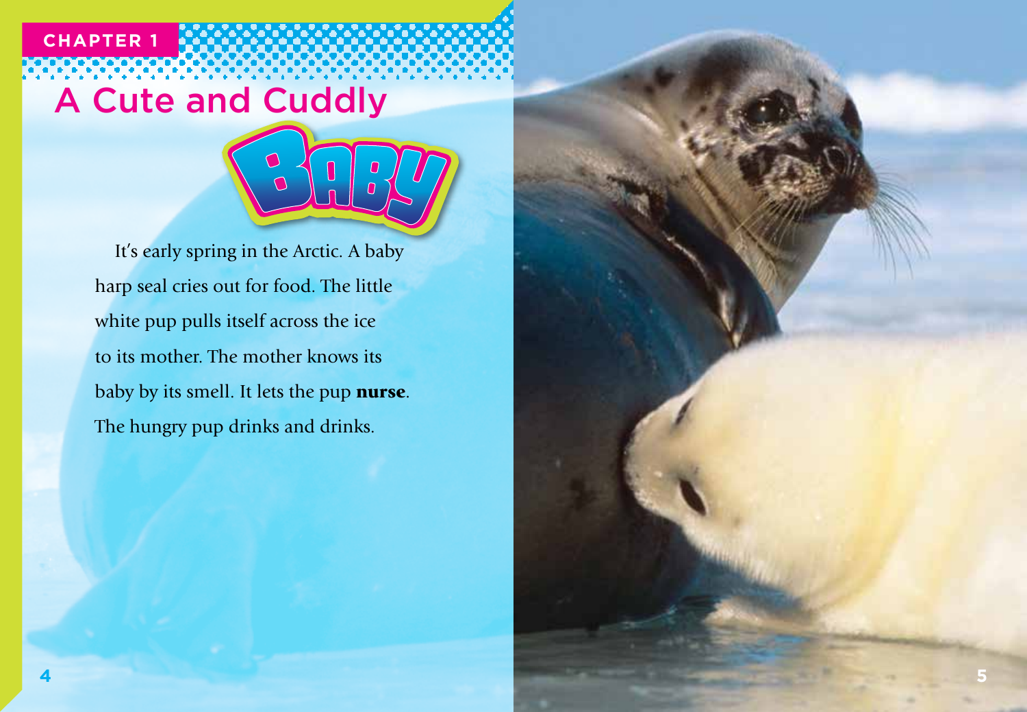CHAPTER 1

# A Cute and Cuddly Baby

It's early spring in the Arctic. A baby harp seal cries out for food. The little white pup pulls itself across the ice to its mother. The mother knows its baby by its smell. It lets the pup **nurse**. The hungry pup drinks and drinks.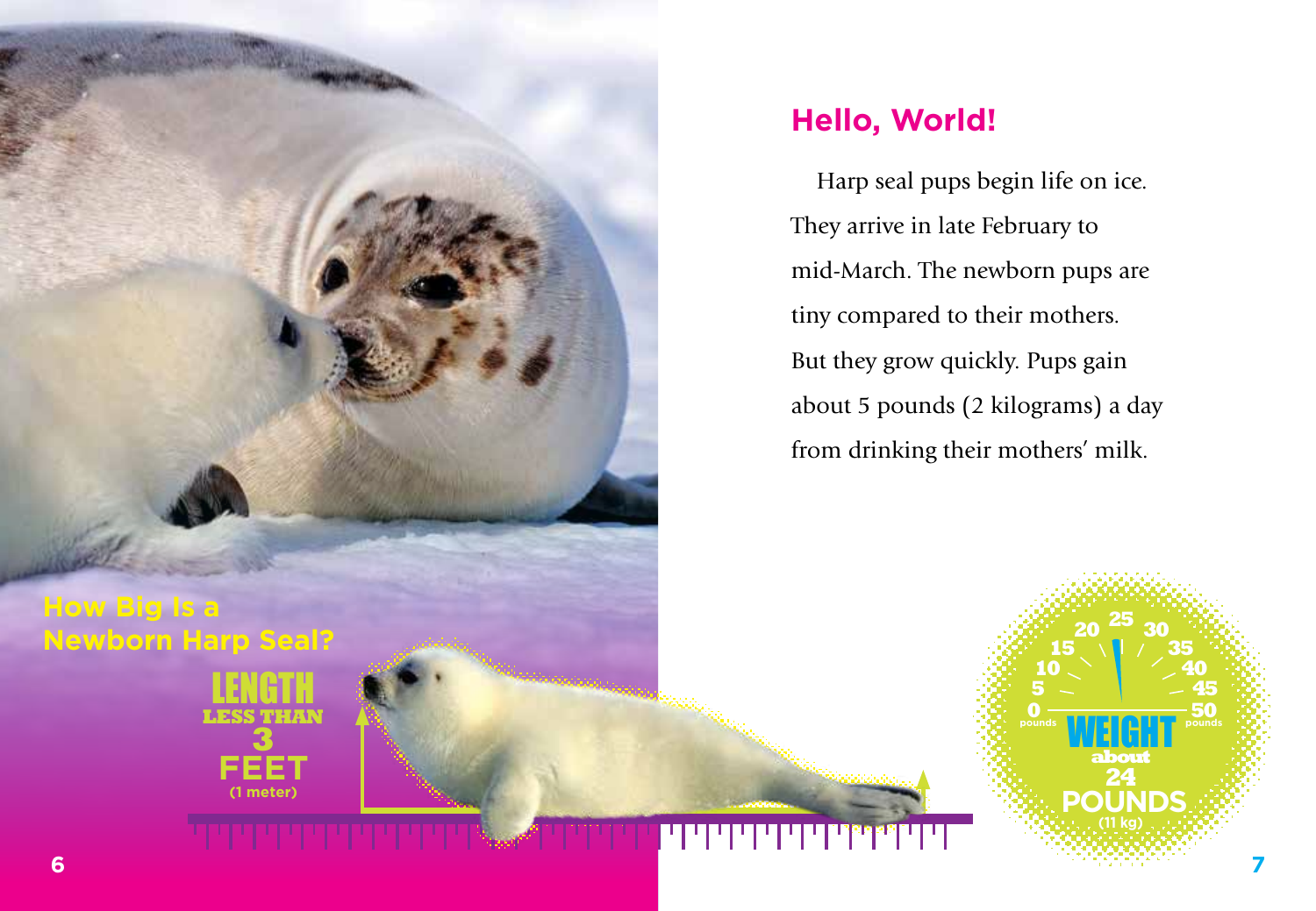## Hello, World!

Harp seal pups begin life on ice. They arrive in late February to mid-March. The newborn pups are tiny compared to their mothers. But they grow quickly. Pups gain about 5 pounds (2 kilograms) a day from drinking their mothers' milk.

**How Big Is a Newborn Harp Seal?**

**LENGTH** LESS THAN 3 FEET (1 meter)

**WEIGHT** about 24 POUNDS (11 kg)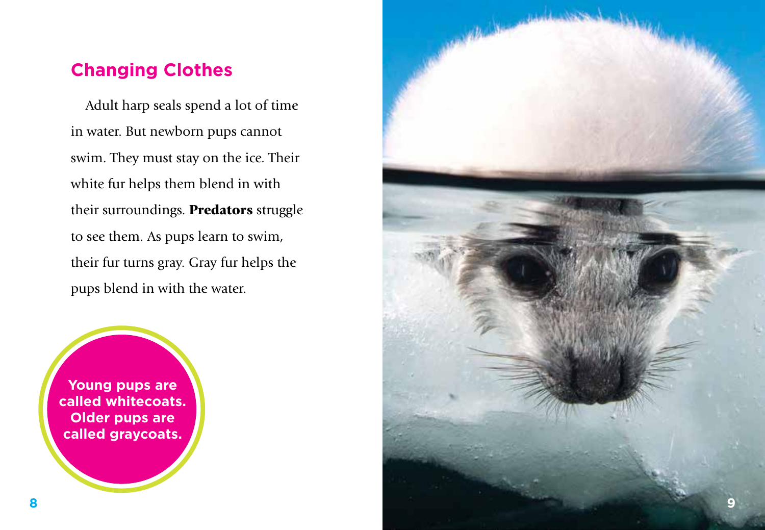## Changing Clothes

Adult harp seals spend a lot of time in water. But newborn pups cannot swim. They must stay on the ice. Their white fur helps them blend in with their surroundings. **Predators** struggle to see them. As pups learn to swim, their fur turns gray. Gray fur helps the pups blend in with the water.

**Young pups are called whitecoats. Older pups are called graycoats.**